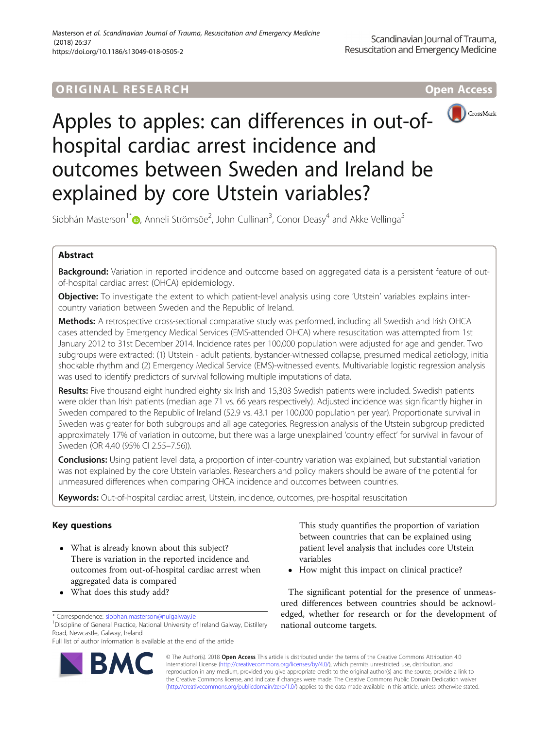ORIGINAL RESEARCH

Open Access

# Apples to apples: can differences in out-of-hospital cardiac arrest incidence and outcomes between Sweden and Ireland be explained by core Utstein variables?

Siobhán Masterson[1*], Anneli Strömsöe[2], John Cullinan[3], Conor Deasy[4] and Akke Vellinga[5]

## Abstract

**Background:** Variation in reported incidence and outcome based on aggregated data is a persistent feature of out-of-hospital cardiac arrest (OHCA) epidemiology.

**Objective:** To investigate the extent to which patient-level analysis using core 'Utstein' variables explains inter-country variation between Sweden and the Republic of Ireland.

**Methods:** A retrospective cross-sectional comparative study was performed, including all Swedish and Irish OHCA cases attended by Emergency Medical Services (EMS-attended OHCA) where resuscitation was attempted from 1st January 2012 to 31st December 2014. Incidence rates per 100,000 population were adjusted for age and gender. Two subgroups were extracted: (1) Utstein - adult patients, bystander-witnessed collapse, presumed medical aetiology, initial shockable rhythm and (2) Emergency Medical Service (EMS)-witnessed events. Multivariable logistic regression analysis was used to identify predictors of survival following multiple imputations of data.

**Results:** Five thousand eight hundred eighty six Irish and 15,303 Swedish patients were included. Swedish patients were older than Irish patients (median age 71 vs. 66 years respectively). Adjusted incidence was significantly higher in Sweden compared to the Republic of Ireland (52.9 vs. 43.1 per 100,000 population per year). Proportionate survival in Sweden was greater for both subgroups and all age categories. Regression analysis of the Utstein subgroup predicted approximately 17% of variation in outcome, but there was a large unexplained 'country effect' for survival in favour of Sweden (OR 4.40 (95% CI 2.55–7.56)).

**Conclusions:** Using patient level data, a proportion of inter-country variation was explained, but substantial variation was not explained by the core Utstein variables. Researchers and policy makers should be aware of the potential for unmeasured differences when comparing OHCA incidence and outcomes between countries.

**Keywords:** Out-of-hospital cardiac arrest, Utstein, incidence, outcomes, pre-hospital resuscitation

## Key questions

- What is already known about this subject?
  There is variation in the reported incidence and outcomes from out-of-hospital cardiac arrest when aggregated data is compared
- What does this study add?
  This study quantifies the proportion of variation between countries that can be explained using patient level analysis that includes core Utstein variables
- How might this impact on clinical practice?

The significant potential for the presence of unmeasured differences between countries should be acknowledged, whether for research or for the development of national outcome targets.

\* Correspondence: siobhan.masterson@nuigalway.ie
[1]Discipline of General Practice, National University of Ireland Galway, Distillery Road, Newcastle, Galway, Ireland
Full list of author information is available at the end of the article

© The Author(s). 2018 **Open Access** This article is distributed under the terms of the Creative Commons Attribution 4.0 International License (http://creativecommons.org/licenses/by/4.0/), which permits unrestricted use, distribution, and reproduction in any medium, provided you give appropriate credit to the original author(s) and the source, provide a link to the Creative Commons license, and indicate if changes were made. The Creative Commons Public Domain Dedication waiver (http://creativecommons.org/publicdomain/zero/1.0/) applies to the data made available in this article, unless otherwise stated.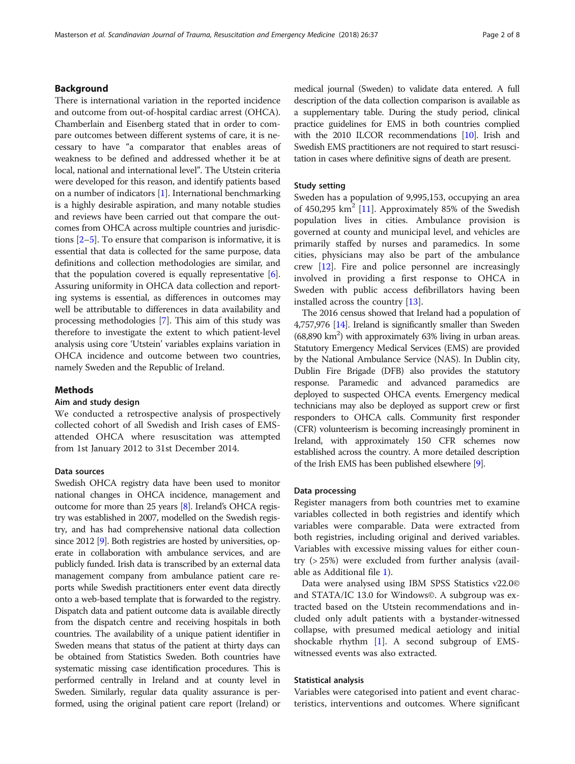## Background

There is international variation in the reported incidence and outcome from out-of-hospital cardiac arrest (OHCA). Chamberlain and Eisenberg stated that in order to compare outcomes between different systems of care, it is necessary to have "a comparator that enables areas of weakness to be defined and addressed whether it be at local, national and international level". The Utstein criteria were developed for this reason, and identify patients based on a number of indicators [1]. International benchmarking is a highly desirable aspiration, and many notable studies and reviews have been carried out that compare the outcomes from OHCA across multiple countries and jurisdictions [2–5]. To ensure that comparison is informative, it is essential that data is collected for the same purpose, data definitions and collection methodologies are similar, and that the population covered is equally representative [6]. Assuring uniformity in OHCA data collection and reporting systems is essential, as differences in outcomes may well be attributable to differences in data availability and processing methodologies [7]. This aim of this study was therefore to investigate the extent to which patient-level analysis using core 'Utstein' variables explains variation in OHCA incidence and outcome between two countries, namely Sweden and the Republic of Ireland.

## Methods

### Aim and study design

We conducted a retrospective analysis of prospectively collected cohort of all Swedish and Irish cases of EMS-attended OHCA where resuscitation was attempted from 1st January 2012 to 31st December 2014.

### Data sources

Swedish OHCA registry data have been used to monitor national changes in OHCA incidence, management and outcome for more than 25 years [8]. Ireland's OHCA registry was established in 2007, modelled on the Swedish registry, and has had comprehensive national data collection since 2012 [9]. Both registries are hosted by universities, operate in collaboration with ambulance services, and are publicly funded. Irish data is transcribed by an external data management company from ambulance patient care reports while Swedish practitioners enter event data directly onto a web-based template that is forwarded to the registry. Dispatch data and patient outcome data is available directly from the dispatch centre and receiving hospitals in both countries. The availability of a unique patient identifier in Sweden means that status of the patient at thirty days can be obtained from Statistics Sweden. Both countries have systematic missing case identification procedures. This is performed centrally in Ireland and at county level in Sweden. Similarly, regular data quality assurance is performed, using the original patient care report (Ireland) or medical journal (Sweden) to validate data entered. A full description of the data collection comparison is available as a supplementary table. During the study period, clinical practice guidelines for EMS in both countries complied with the 2010 ILCOR recommendations [10]. Irish and Swedish EMS practitioners are not required to start resuscitation in cases where definitive signs of death are present.

### Study setting

Sweden has a population of 9,995,153, occupying an area of 450,295 km$^2$ [11]. Approximately 85% of the Swedish population lives in cities. Ambulance provision is governed at county and municipal level, and vehicles are primarily staffed by nurses and paramedics. In some cities, physicians may also be part of the ambulance crew [12]. Fire and police personnel are increasingly involved in providing a first response to OHCA in Sweden with public access defibrillators having been installed across the country [13].

The 2016 census showed that Ireland had a population of 4,757,976 [14]. Ireland is significantly smaller than Sweden (68,890 km$^2$) with approximately 63% living in urban areas. Statutory Emergency Medical Services (EMS) are provided by the National Ambulance Service (NAS). In Dublin city, Dublin Fire Brigade (DFB) also provides the statutory response. Paramedic and advanced paramedics are deployed to suspected OHCA events. Emergency medical technicians may also be deployed as support crew or first responders to OHCA calls. Community first responder (CFR) volunteerism is becoming increasingly prominent in Ireland, with approximately 150 CFR schemes now established across the country. A more detailed description of the Irish EMS has been published elsewhere [9].

### Data processing

Register managers from both countries met to examine variables collected in both registries and identify which variables were comparable. Data were extracted from both registries, including original and derived variables. Variables with excessive missing values for either country (> 25%) were excluded from further analysis (available as Additional file 1).

Data were analysed using IBM SPSS Statistics v22.0© and STATA/IC 13.0 for Windows©. A subgroup was extracted based on the Utstein recommendations and included only adult patients with a bystander-witnessed collapse, with presumed medical aetiology and initial shockable rhythm [1]. A second subgroup of EMS-witnessed events was also extracted.

### Statistical analysis

Variables were categorised into patient and event characteristics, interventions and outcomes. Where significant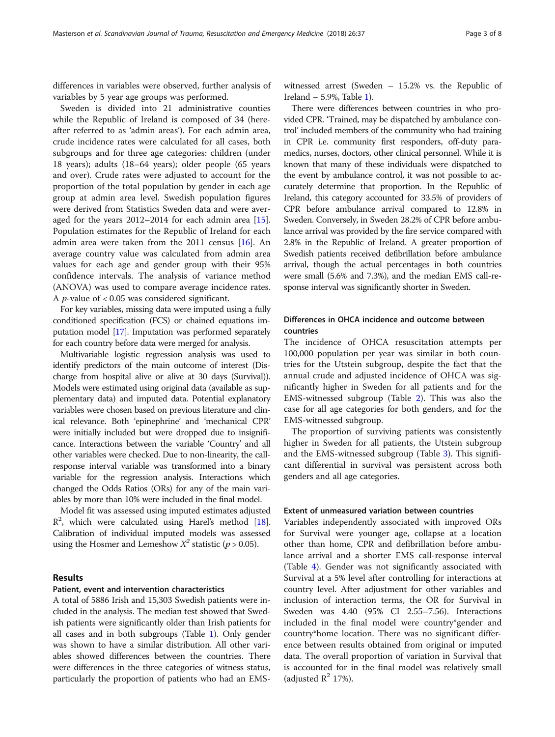differences in variables were observed, further analysis of variables by 5 year age groups was performed.

Sweden is divided into 21 administrative counties while the Republic of Ireland is composed of 34 (hereafter referred to as 'admin areas'). For each admin area, crude incidence rates were calculated for all cases, both subgroups and for three age categories: children (under 18 years); adults (18–64 years); older people (65 years and over). Crude rates were adjusted to account for the proportion of the total population by gender in each age group at admin area level. Swedish population figures were derived from Statistics Sweden data and were averaged for the years 2012–2014 for each admin area [15]. Population estimates for the Republic of Ireland for each admin area were taken from the 2011 census [16]. An average country value was calculated from admin area values for each age and gender group with their 95% confidence intervals. The analysis of variance method (ANOVA) was used to compare average incidence rates. A $p$-value of $< 0.05$ was considered significant.

For key variables, missing data were imputed using a fully conditioned specification (FCS) or chained equations imputation model [17]. Imputation was performed separately for each country before data were merged for analysis.

Multivariable logistic regression analysis was used to identify predictors of the main outcome of interest (Discharge from hospital alive or alive at 30 days (Survival)). Models were estimated using original data (available as supplementary data) and imputed data. Potential explanatory variables were chosen based on previous literature and clinical relevance. Both 'epinephrine' and 'mechanical CPR' were initially included but were dropped due to insignificance. Interactions between the variable 'Country' and all other variables were checked. Due to non-linearity, the call-response interval variable was transformed into a binary variable for the regression analysis. Interactions which changed the Odds Ratios (ORs) for any of the main variables by more than 10% were included in the final model.

Model fit was assessed using imputed estimates adjusted $R^2$, which were calculated using Harel's method [18]. Calibration of individual imputed models was assessed using the Hosmer and Lemeshow $X^2$ statistic ($p > 0.05$).

## Results

### Patient, event and intervention characteristics

A total of 5886 Irish and 15,303 Swedish patients were included in the analysis. The median test showed that Swedish patients were significantly older than Irish patients for all cases and in both subgroups (Table 1). Only gender was shown to have a similar distribution. All other variables showed differences between the countries. There were differences in the three categories of witness status, particularly the proportion of patients who had an EMS-witnessed arrest (Sweden – 15.2% vs. the Republic of Ireland – 5.9%, Table 1).

There were differences between countries in who provided CPR. 'Trained, may be dispatched by ambulance control' included members of the community who had training in CPR i.e. community first responders, off-duty paramedics, nurses, doctors, other clinical personnel. While it is known that many of these individuals were dispatched to the event by ambulance control, it was not possible to accurately determine that proportion. In the Republic of Ireland, this category accounted for 33.5% of providers of CPR before ambulance arrival compared to 12.8% in Sweden. Conversely, in Sweden 28.2% of CPR before ambulance arrival was provided by the fire service compared with 2.8% in the Republic of Ireland. A greater proportion of Swedish patients received defibrillation before ambulance arrival, though the actual percentages in both countries were small (5.6% and 7.3%), and the median EMS call-response interval was significantly shorter in Sweden.

### Differences in OHCA incidence and outcome between countries

The incidence of OHCA resuscitation attempts per 100,000 population per year was similar in both countries for the Utstein subgroup, despite the fact that the annual crude and adjusted incidence of OHCA was significantly higher in Sweden for all patients and for the EMS-witnessed subgroup (Table 2). This was also the case for all age categories for both genders, and for the EMS-witnessed subgroup.

The proportion of surviving patients was consistently higher in Sweden for all patients, the Utstein subgroup and the EMS-witnessed subgroup (Table 3). This significant differential in survival was persistent across both genders and all age categories.

### Extent of unmeasured variation between countries

Variables independently associated with improved ORs for Survival were younger age, collapse at a location other than home, CPR and defibrillation before ambulance arrival and a shorter EMS call-response interval (Table 4). Gender was not significantly associated with Survival at a 5% level after controlling for interactions at country level. After adjustment for other variables and inclusion of interaction terms, the OR for Survival in Sweden was 4.40 (95% CI 2.55–7.56). Interactions included in the final model were country*gender and country*home location. There was no significant difference between results obtained from original or imputed data. The overall proportion of variation in Survival that is accounted for in the final model was relatively small (adjusted $R^2$ 17%).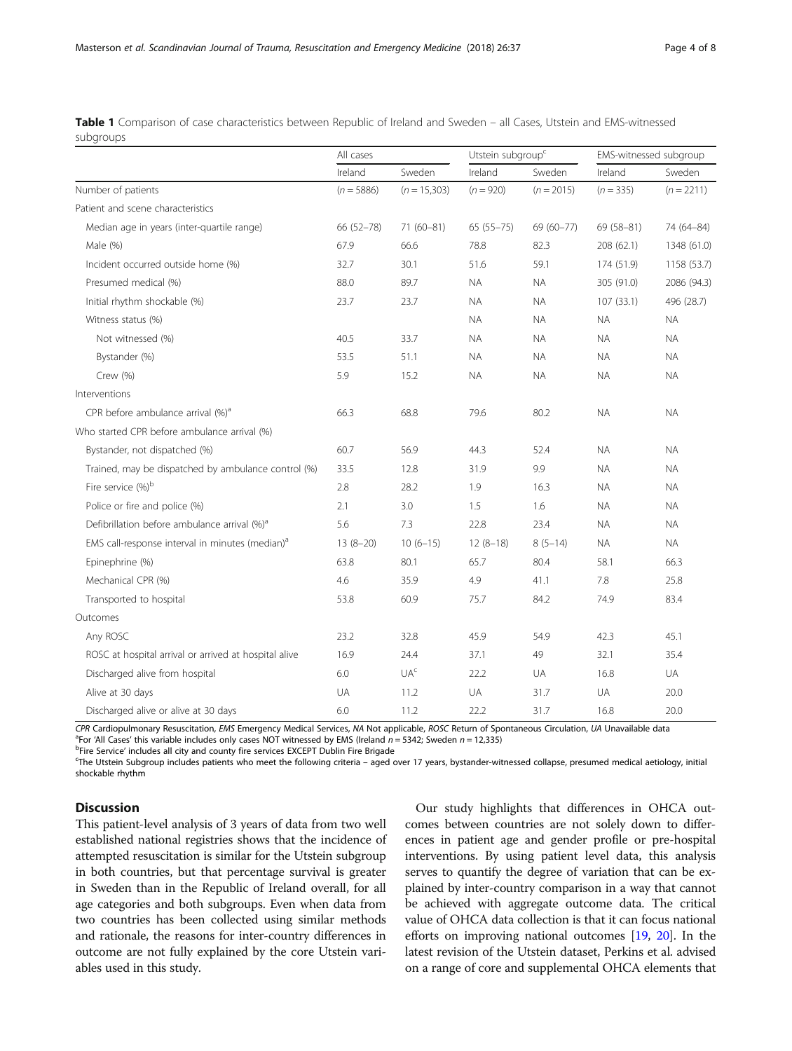**Table 1** Comparison of case characteristics between Republic of Ireland and Sweden – all Cases, Utstein and EMS-witnessed subgroups

| | All cases | | Utstein subgroup[c] | | EMS-witnessed subgroup | |
|---|---|---|---|---|---|---|
| | Ireland | Sweden | Ireland | Sweden | Ireland | Sweden |
| Number of patients | (n = 5886) | (n = 15,303) | (n = 920) | (n = 2015) | (n = 335) | (n = 2211) |
| Patient and scene characteristics | | | | | | |
| Median age in years (inter-quartile range) | 66 (52–78) | 71 (60–81) | 65 (55–75) | 69 (60–77) | 69 (58–81) | 74 (64–84) |
| Male (%) | 67.9 | 66.6 | 78.8 | 82.3 | 208 (62.1) | 1348 (61.0) |
| Incident occurred outside home (%) | 32.7 | 30.1 | 51.6 | 59.1 | 174 (51.9) | 1158 (53.7) |
| Presumed medical (%) | 88.0 | 89.7 | NA | NA | 305 (91.0) | 2086 (94.3) |
| Initial rhythm shockable (%) | 23.7 | 23.7 | NA | NA | 107 (33.1) | 496 (28.7) |
| Witness status (%) | | | NA | NA | NA | NA |
| Not witnessed (%) | 40.5 | 33.7 | NA | NA | NA | NA |
| Bystander (%) | 53.5 | 51.1 | NA | NA | NA | NA |
| Crew (%) | 5.9 | 15.2 | NA | NA | NA | NA |
| Interventions | | | | | | |
| CPR before ambulance arrival (%)[a] | 66.3 | 68.8 | 79.6 | 80.2 | NA | NA |
| Who started CPR before ambulance arrival (%) | | | | | | |
| Bystander, not dispatched (%) | 60.7 | 56.9 | 44.3 | 52.4 | NA | NA |
| Trained, may be dispatched by ambulance control (%) | 33.5 | 12.8 | 31.9 | 9.9 | NA | NA |
| Fire service (%)[b] | 2.8 | 28.2 | 1.9 | 16.3 | NA | NA |
| Police or fire and police (%) | 2.1 | 3.0 | 1.5 | 1.6 | NA | NA |
| Defibrillation before ambulance arrival (%)[a] | 5.6 | 7.3 | 22.8 | 23.4 | NA | NA |
| EMS call-response interval in minutes (median)[a] | 13 (8–20) | 10 (6–15) | 12 (8–18) | 8 (5–14) | NA | NA |
| Epinephrine (%) | 63.8 | 80.1 | 65.7 | 80.4 | 58.1 | 66.3 |
| Mechanical CPR (%) | 4.6 | 35.9 | 4.9 | 41.1 | 7.8 | 25.8 |
| Transported to hospital | 53.8 | 60.9 | 75.7 | 84.2 | 74.9 | 83.4 |
| Outcomes | | | | | | |
| Any ROSC | 23.2 | 32.8 | 45.9 | 54.9 | 42.3 | 45.1 |
| ROSC at hospital arrival or arrived at hospital alive | 16.9 | 24.4 | 37.1 | 49 | 32.1 | 35.4 |
| Discharged alive from hospital | 6.0 | UA[c] | 22.2 | UA | 16.8 | UA |
| Alive at 30 days | UA | 11.2 | UA | 31.7 | UA | 20.0 |
| Discharged alive or alive at 30 days | 6.0 | 11.2 | 22.2 | 31.7 | 16.8 | 20.0 |

*CPR* Cardiopulmonary Resuscitation, *EMS* Emergency Medical Services, *NA* Not applicable, *ROSC* Return of Spontaneous Circulation, *UA* Unavailable data
[a]For 'All Cases' this variable includes only cases NOT witnessed by EMS (Ireland n = 5342; Sweden n = 12,335)
[b]'Fire Service' includes all city and county fire services EXCEPT Dublin Fire Brigade
[c]The Utstein Subgroup includes patients who meet the following criteria – aged over 17 years, bystander-witnessed collapse, presumed medical aetiology, initial shockable rhythm

## Discussion

This patient-level analysis of 3 years of data from two well established national registries shows that the incidence of attempted resuscitation is similar for the Utstein subgroup in both countries, but that percentage survival is greater in Sweden than in the Republic of Ireland overall, for all age categories and both subgroups. Even when data from two countries has been collected using similar methods and rationale, the reasons for inter-country differences in outcome are not fully explained by the core Utstein variables used in this study.

Our study highlights that differences in OHCA outcomes between countries are not solely down to differences in patient age and gender profile or pre-hospital interventions. By using patient level data, this analysis serves to quantify the degree of variation that can be explained by inter-country comparison in a way that cannot be achieved with aggregate outcome data. The critical value of OHCA data collection is that it can focus national efforts on improving national outcomes [19, 20]. In the latest revision of the Utstein dataset, Perkins et al. advised on a range of core and supplemental OHCA elements that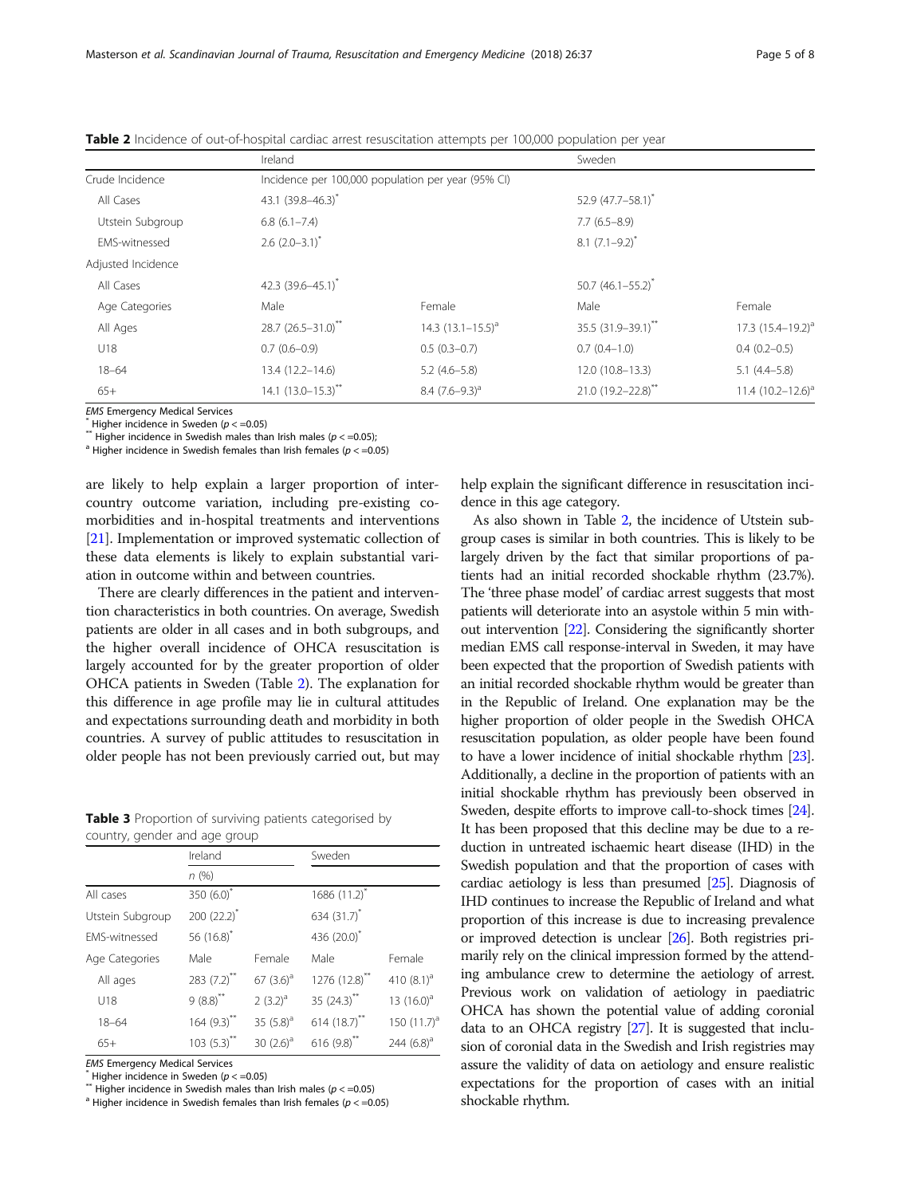**Table 2** Incidence of out-of-hospital cardiac arrest resuscitation attempts per 100,000 population per year

| | Ireland | | Sweden | |
|---|---|---|---|---|
| Crude Incidence | Incidence per 100,000 population per year (95% CI) | | | |
| All Cases | 43.1 (39.8–46.3)* | | 52.9 (47.7–58.1)* | |
| Utstein Subgroup | 6.8 (6.1–7.4) | | 7.7 (6.5–8.9) | |
| EMS-witnessed | 2.6 (2.0–3.1)* | | 8.1 (7.1–9.2)* | |
| Adjusted Incidence | | | | |
| All Cases | 42.3 (39.6–45.1)* | | 50.7 (46.1–55.2)* | |
| Age Categories | Male | Female | Male | Female |
| All Ages | 28.7 (26.5–31.0)** | 14.3 (13.1–15.5)[a] | 35.5 (31.9–39.1)** | 17.3 (15.4–19.2)[a] |
| U18 | 0.7 (0.6–0.9) | 0.5 (0.3–0.7) | 0.7 (0.4–1.0) | 0.4 (0.2–0.5) |
| 18–64 | 13.4 (12.2–14.6) | 5.2 (4.6–5.8) | 12.0 (10.8–13.3) | 5.1 (4.4–5.8) |
| 65+ | 14.1 (13.0–15.3)** | 8.4 (7.6–9.3)[a] | 21.0 (19.2–22.8)** | 11.4 (10.2–12.6)[a] |

*EMS* Emergency Medical Services
* Higher incidence in Sweden ($p <= 0.05$)
** Higher incidence in Swedish males than Irish males ($p <= 0.05$);
[a] Higher incidence in Swedish females than Irish females ($p <= 0.05$)

are likely to help explain a larger proportion of inter-country outcome variation, including pre-existing co-morbidities and in-hospital treatments and interventions [21]. Implementation or improved systematic collection of these data elements is likely to explain substantial variation in outcome within and between countries.

There are clearly differences in the patient and intervention characteristics in both countries. On average, Swedish patients are older in all cases and in both subgroups, and the higher overall incidence of OHCA resuscitation is largely accounted for by the greater proportion of older OHCA patients in Sweden (Table 2). The explanation for this difference in age profile may lie in cultural attitudes and expectations surrounding death and morbidity in both countries. A survey of public attitudes to resuscitation in older people has not been previously carried out, but may help explain the significant difference in resuscitation incidence in this age category.

**Table 3** Proportion of surviving patients categorised by country, gender and age group

| | Ireland | | Sweden | |
|---|---|---|---|---|
| | n (%) | | | |
| All cases | 350 (6.0)* | | 1686 (11.2)* | |
| Utstein Subgroup | 200 (22.2)* | | 634 (31.7)* | |
| EMS-witnessed | 56 (16.8)* | | 436 (20.0)* | |
| Age Categories | Male | Female | Male | Female |
| All ages | 283 (7.2)** | 67 (3.6)[a] | 1276 (12.8)** | 410 (8.1)[a] |
| U18 | 9 (8.8)** | 2 (3.2)[a] | 35 (24.3)** | 13 (16.0)[a] |
| 18–64 | 164 (9.3)** | 35 (5.8)[a] | 614 (18.7)** | 150 (11.7)[a] |
| 65+ | 103 (5.3)** | 30 (2.6)[a] | 616 (9.8)** | 244 (6.8)[a] |

*EMS* Emergency Medical Services
* Higher incidence in Sweden ($p <= 0.05$)
** Higher incidence in Swedish males than Irish males ($p <= 0.05$)
[a] Higher incidence in Swedish females than Irish females ($p <= 0.05$)

As also shown in Table 2, the incidence of Utstein subgroup cases is similar in both countries. This is likely to be largely driven by the fact that similar proportions of patients had an initial recorded shockable rhythm (23.7%). The 'three phase model' of cardiac arrest suggests that most patients will deteriorate into an asystole within 5 min without intervention [22]. Considering the significantly shorter median EMS call response-interval in Sweden, it may have been expected that the proportion of Swedish patients with an initial recorded shockable rhythm would be greater than in the Republic of Ireland. One explanation may be the higher proportion of older people in the Swedish OHCA resuscitation population, as older people have been found to have a lower incidence of initial shockable rhythm [23]. Additionally, a decline in the proportion of patients with an initial shockable rhythm has previously been observed in Sweden, despite efforts to improve call-to-shock times [24]. It has been proposed that this decline may be due to a reduction in untreated ischaemic heart disease (IHD) in the Swedish population and that the proportion of cases with cardiac aetiology is less than presumed [25]. Diagnosis of IHD continues to increase the Republic of Ireland and what proportion of this increase is due to increasing prevalence or improved detection is unclear [26]. Both registries primarily rely on the clinical impression formed by the attending ambulance crew to determine the aetiology of arrest. Previous work on validation of aetiology in paediatric OHCA has shown the potential value of adding coronial data to an OHCA registry [27]. It is suggested that inclusion of coronial data in the Swedish and Irish registries may assure the validity of data on aetiology and ensure realistic expectations for the proportion of cases with an initial shockable rhythm.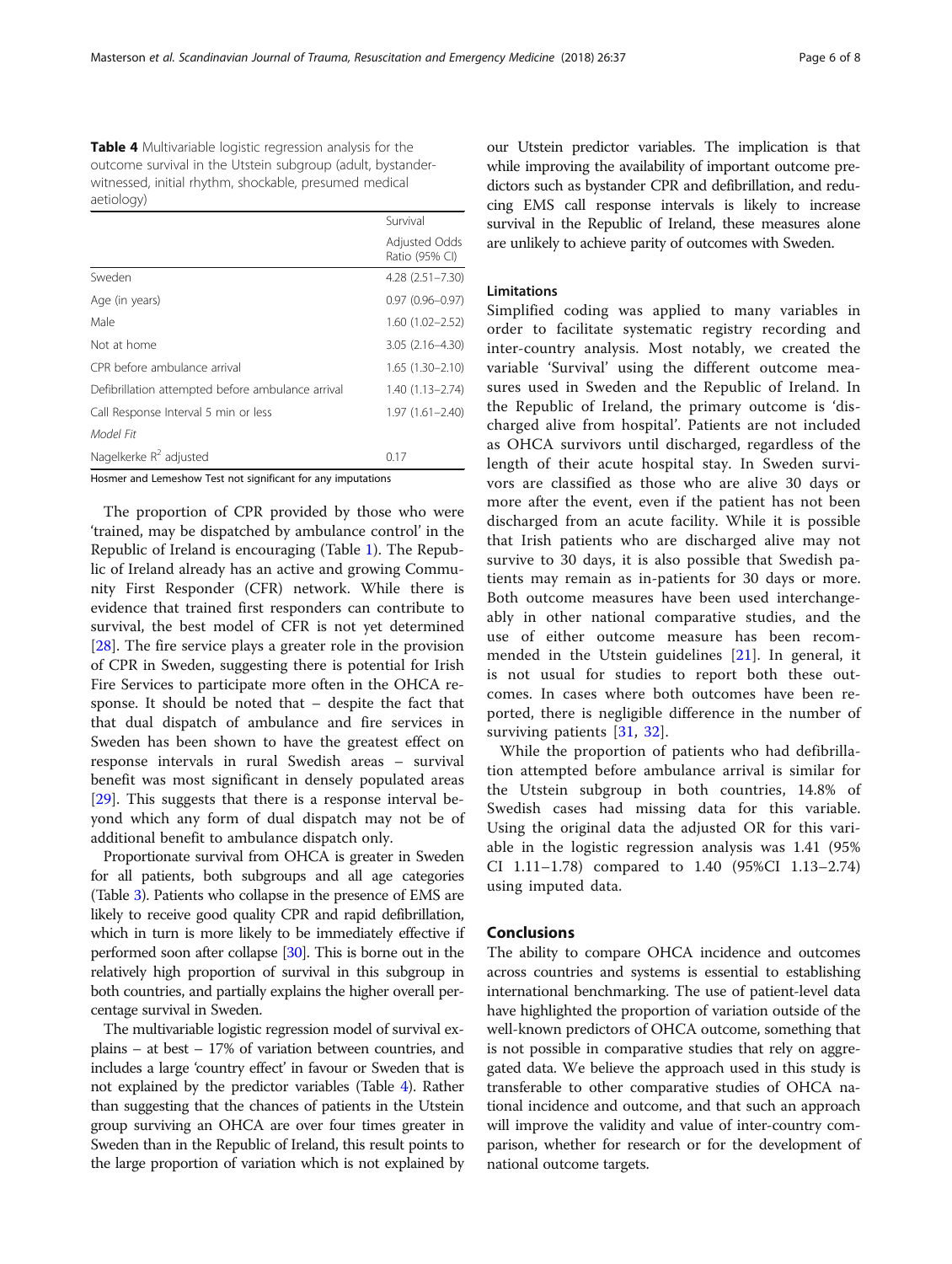**Table 4** Multivariable logistic regression analysis for the outcome survival in the Utstein subgroup (adult, bystander-witnessed, initial rhythm, shockable, presumed medical aetiology)

| | Survival |
|---|---|
| | Adjusted Odds Ratio (95% CI) |
| Sweden | 4.28 (2.51–7.30) |
| Age (in years) | 0.97 (0.96–0.97) |
| Male | 1.60 (1.02–2.52) |
| Not at home | 3.05 (2.16–4.30) |
| CPR before ambulance arrival | 1.65 (1.30–2.10) |
| Defibrillation attempted before ambulance arrival | 1.40 (1.13–2.74) |
| Call Response Interval 5 min or less | 1.97 (1.61–2.40) |
| *Model Fit* | |
| Nagelkerke $R^2$ adjusted | 0.17 |

Hosmer and Lemeshow Test not significant for any imputations

The proportion of CPR provided by those who were 'trained, may be dispatched by ambulance control' in the Republic of Ireland is encouraging (Table 1). The Republic of Ireland already has an active and growing Community First Responder (CFR) network. While there is evidence that trained first responders can contribute to survival, the best model of CFR is not yet determined [28]. The fire service plays a greater role in the provision of CPR in Sweden, suggesting there is potential for Irish Fire Services to participate more often in the OHCA response. It should be noted that – despite the fact that that dual dispatch of ambulance and fire services in Sweden has been shown to have the greatest effect on response intervals in rural Swedish areas – survival benefit was most significant in densely populated areas [29]. This suggests that there is a response interval beyond which any form of dual dispatch may not be of additional benefit to ambulance dispatch only.

Proportionate survival from OHCA is greater in Sweden for all patients, both subgroups and all age categories (Table 3). Patients who collapse in the presence of EMS are likely to receive good quality CPR and rapid defibrillation, which in turn is more likely to be immediately effective if performed soon after collapse [30]. This is borne out in the relatively high proportion of survival in this subgroup in both countries, and partially explains the higher overall percentage survival in Sweden.

The multivariable logistic regression model of survival explains – at best – 17% of variation between countries, and includes a large 'country effect' in favour or Sweden that is not explained by the predictor variables (Table 4). Rather than suggesting that the chances of patients in the Utstein group surviving an OHCA are over four times greater in Sweden than in the Republic of Ireland, this result points to the large proportion of variation which is not explained by our Utstein predictor variables. The implication is that while improving the availability of important outcome predictors such as bystander CPR and defibrillation, and reducing EMS call response intervals is likely to increase survival in the Republic of Ireland, these measures alone are unlikely to achieve parity of outcomes with Sweden.

## Limitations

Simplified coding was applied to many variables in order to facilitate systematic registry recording and inter-country analysis. Most notably, we created the variable 'Survival' using the different outcome measures used in Sweden and the Republic of Ireland. In the Republic of Ireland, the primary outcome is 'discharged alive from hospital'. Patients are not included as OHCA survivors until discharged, regardless of the length of their acute hospital stay. In Sweden survivors are classified as those who are alive 30 days or more after the event, even if the patient has not been discharged from an acute facility. While it is possible that Irish patients who are discharged alive may not survive to 30 days, it is also possible that Swedish patients may remain as in-patients for 30 days or more. Both outcome measures have been used interchangeably in other national comparative studies, and the use of either outcome measure has been recommended in the Utstein guidelines [21]. In general, it is not usual for studies to report both these outcomes. In cases where both outcomes have been reported, there is negligible difference in the number of surviving patients [31, 32].

While the proportion of patients who had defibrillation attempted before ambulance arrival is similar for the Utstein subgroup in both countries, 14.8% of Swedish cases had missing data for this variable. Using the original data the adjusted OR for this variable in the logistic regression analysis was 1.41 (95% CI 1.11–1.78) compared to 1.40 (95%CI 1.13–2.74) using imputed data.

## Conclusions

The ability to compare OHCA incidence and outcomes across countries and systems is essential to establishing international benchmarking. The use of patient-level data have highlighted the proportion of variation outside of the well-known predictors of OHCA outcome, something that is not possible in comparative studies that rely on aggregated data. We believe the approach used in this study is transferable to other comparative studies of OHCA national incidence and outcome, and that such an approach will improve the validity and value of inter-country comparison, whether for research or for the development of national outcome targets.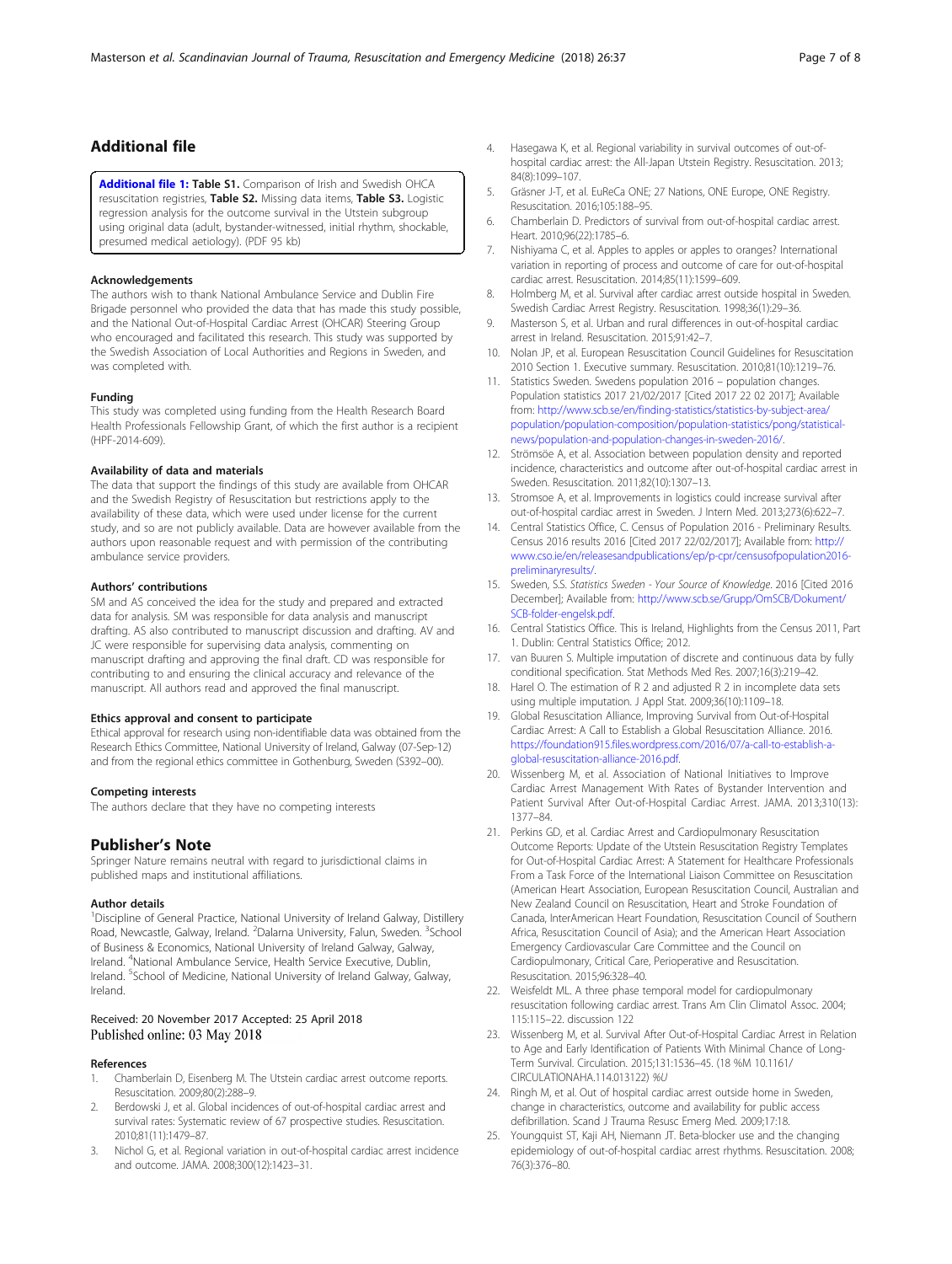## Additional file

**Additional file 1:** **Table S1.** Comparison of Irish and Swedish OHCA resuscitation registries, **Table S2.** Missing data items, **Table S3.** Logistic regression analysis for the outcome survival in the Utstein subgroup using original data (adult, bystander-witnessed, initial rhythm, shockable, presumed medical aetiology). (PDF 95 kb)

### Acknowledgements

The authors wish to thank National Ambulance Service and Dublin Fire Brigade personnel who provided the data that has made this study possible, and the National Out-of-Hospital Cardiac Arrest (OHCAR) Steering Group who encouraged and facilitated this research. This study was supported by the Swedish Association of Local Authorities and Regions in Sweden, and was completed with.

### Funding

This study was completed using funding from the Health Research Board Health Professionals Fellowship Grant, of which the first author is a recipient (HPF-2014-609).

### Availability of data and materials

The data that support the findings of this study are available from OHCAR and the Swedish Registry of Resuscitation but restrictions apply to the availability of these data, which were used under license for the current study, and so are not publicly available. Data are however available from the authors upon reasonable request and with permission of the contributing ambulance service providers.

### Authors' contributions

SM and AS conceived the idea for the study and prepared and extracted data for analysis. SM was responsible for data analysis and manuscript drafting. AS also contributed to manuscript discussion and drafting. AV and JC were responsible for supervising data analysis, commenting on manuscript drafting and approving the final draft. CD was responsible for contributing to and ensuring the clinical accuracy and relevance of the manuscript. All authors read and approved the final manuscript.

### Ethics approval and consent to participate

Ethical approval for research using non-identifiable data was obtained from the Research Ethics Committee, National University of Ireland, Galway (07-Sep-12) and from the regional ethics committee in Gothenburg, Sweden (S392–00).

### Competing interests

The authors declare that they have no competing interests

## Publisher's Note

Springer Nature remains neutral with regard to jurisdictional claims in published maps and institutional affiliations.

### Author details

[1]Discipline of General Practice, National University of Ireland Galway, Distillery Road, Newcastle, Galway, Ireland. [2]Dalarna University, Falun, Sweden. [3]School of Business & Economics, National University of Ireland Galway, Galway, Ireland. [4]National Ambulance Service, Health Service Executive, Dublin, Ireland. [5]School of Medicine, National University of Ireland Galway, Galway, Ireland.

Received: 20 November 2017 Accepted: 25 April 2018
Published online: 03 May 2018

### References

1. Chamberlain D, Eisenberg M. The Utstein cardiac arrest outcome reports. Resuscitation. 2009;80(2):288–9.
2. Berdowski J, et al. Global incidences of out-of-hospital cardiac arrest and survival rates: Systematic review of 67 prospective studies. Resuscitation. 2010;81(11):1479–87.
3. Nichol G, et al. Regional variation in out-of-hospital cardiac arrest incidence and outcome. JAMA. 2008;300(12):1423–31.
4. Hasegawa K, et al. Regional variability in survival outcomes of out-of-hospital cardiac arrest: the All-Japan Utstein Registry. Resuscitation. 2013;84(8):1099–107.
5. Gräsner J-T, et al. EuReCa ONE; 27 Nations, ONE Europe, ONE Registry. Resuscitation. 2016;105:188–95.
6. Chamberlain D. Predictors of survival from out-of-hospital cardiac arrest. Heart. 2010;96(22):1785–6.
7. Nishiyama C, et al. Apples to apples or apples to oranges? International variation in reporting of process and outcome of care for out-of-hospital cardiac arrest. Resuscitation. 2014;85(11):1599–609.
8. Holmberg M, et al. Survival after cardiac arrest outside hospital in Sweden. Swedish Cardiac Arrest Registry. Resuscitation. 1998;36(1):29–36.
9. Masterson S, et al. Urban and rural differences in out-of-hospital cardiac arrest in Ireland. Resuscitation. 2015;91:42–7.
10. Nolan JP, et al. European Resuscitation Council Guidelines for Resuscitation 2010 Section 1. Executive summary. Resuscitation. 2010;81(10):1219–76.
11. Statistics Sweden. Swedens population 2016 – population changes. Population statistics 2017 21/02/2017 [Cited 2017 22 02 2017]; Available from: http://www.scb.se/en/finding-statistics/statistics-by-subject-area/population/population-composition/population-statistics/pong/statistical-news/population-and-population-changes-in-sweden-2016/.
12. Strömsöe A, et al. Association between population density and reported incidence, characteristics and outcome after out-of-hospital cardiac arrest in Sweden. Resuscitation. 2011;82(10):1307–13.
13. Stromsoe A, et al. Improvements in logistics could increase survival after out-of-hospital cardiac arrest in Sweden. J Intern Med. 2013;273(6):622–7.
14. Central Statistics Office, C. Census of Population 2016 - Preliminary Results. Census 2016 results 2016 [Cited 2017 22/02/2017]; Available from: http://www.cso.ie/en/releasesandpublications/ep/p-cpr/censusofpopulation2016-preliminaryresults/.
15. Sweden, S.S. *Statistics Sweden - Your Source of Knowledge*. 2016 [Cited 2016 December]; Available from: http://www.scb.se/Grupp/OmSCB/Dokument/SCB-folder-engelsk.pdf.
16. Central Statistics Office. This is Ireland, Highlights from the Census 2011, Part 1. Dublin: Central Statistics Office; 2012.
17. van Buuren S. Multiple imputation of discrete and continuous data by fully conditional specification. Stat Methods Med Res. 2007;16(3):219–42.
18. Harel O. The estimation of R 2 and adjusted R 2 in incomplete data sets using multiple imputation. J Appl Stat. 2009;36(10):1109–18.
19. Global Resuscitation Alliance, Improving Survival from Out-of-Hospital Cardiac Arrest: A Call to Establish a Global Resuscitation Alliance. 2016. https://foundation915.files.wordpress.com/2016/07/a-call-to-establish-a-global-resuscitation-alliance-2016.pdf.
20. Wissenberg M, et al. Association of National Initiatives to Improve Cardiac Arrest Management With Rates of Bystander Intervention and Patient Survival After Out-of-Hospital Cardiac Arrest. JAMA. 2013;310(13):1377–84.
21. Perkins GD, et al. Cardiac Arrest and Cardiopulmonary Resuscitation Outcome Reports: Update of the Utstein Resuscitation Registry Templates for Out-of-Hospital Cardiac Arrest: A Statement for Healthcare Professionals From a Task Force of the International Liaison Committee on Resuscitation (American Heart Association, European Resuscitation Council, Australian and New Zealand Council on Resuscitation, Heart and Stroke Foundation of Canada, InterAmerican Heart Foundation, Resuscitation Council of Southern Africa, Resuscitation Council of Asia); and the American Heart Association Emergency Cardiovascular Care Committee and the Council on Cardiopulmonary, Critical Care, Perioperative and Resuscitation. Resuscitation. 2015;96:328–40.
22. Weisfeldt ML. A three phase temporal model for cardiopulmonary resuscitation following cardiac arrest. Trans Am Clin Climatol Assoc. 2004;115:115–22. discussion 122
23. Wissenberg M, et al. Survival After Out-of-Hospital Cardiac Arrest in Relation to Age and Early Identification of Patients With Minimal Chance of Long-Term Survival. Circulation. 2015;131:1536–45. (18 %M 10.1161/CIRCULATIONAHA.114.013122) %U
24. Ringh M, et al. Out of hospital cardiac arrest outside home in Sweden, change in characteristics, outcome and availability for public access defibrillation. Scand J Trauma Resusc Emerg Med. 2009;17:18.
25. Youngquist ST, Kaji AH, Niemann JT. Beta-blocker use and the changing epidemiology of out-of-hospital cardiac arrest rhythms. Resuscitation. 2008;76(3):376–80.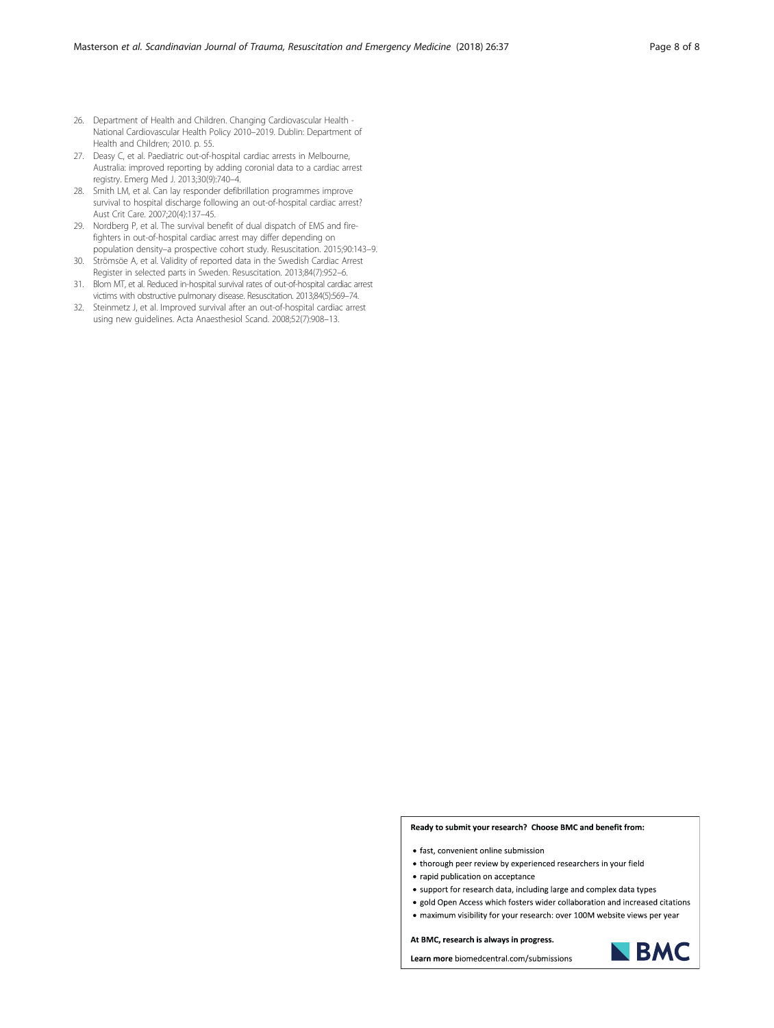26. Department of Health and Children. Changing Cardiovascular Health - National Cardiovascular Health Policy 2010–2019. Dublin: Department of Health and Children; 2010. p. 55.
27. Deasy C, et al. Paediatric out-of-hospital cardiac arrests in Melbourne, Australia: improved reporting by adding coronial data to a cardiac arrest registry. Emerg Med J. 2013;30(9):740–4.
28. Smith LM, et al. Can lay responder defibrillation programmes improve survival to hospital discharge following an out-of-hospital cardiac arrest? Aust Crit Care. 2007;20(4):137–45.
29. Nordberg P, et al. The survival benefit of dual dispatch of EMS and fire-fighters in out-of-hospital cardiac arrest may differ depending on population density–a prospective cohort study. Resuscitation. 2015;90:143–9.
30. Strömsöe A, et al. Validity of reported data in the Swedish Cardiac Arrest Register in selected parts in Sweden. Resuscitation. 2013;84(7):952–6.
31. Blom MT, et al. Reduced in-hospital survival rates of out-of-hospital cardiac arrest victims with obstructive pulmonary disease. Resuscitation. 2013;84(5):569–74.
32. Steinmetz J, et al. Improved survival after an out-of-hospital cardiac arrest using new guidelines. Acta Anaesthesiol Scand. 2008;52(7):908–13.

**Ready to submit your research? Choose BMC and benefit from:**

- fast, convenient online submission
- thorough peer review by experienced researchers in your field
- rapid publication on acceptance
- support for research data, including large and complex data types
- gold Open Access which fosters wider collaboration and increased citations
- maximum visibility for your research: over 100M website views per year

**At BMC, research is always in progress.**

**Learn more** biomedcentral.com/submissions

BMC